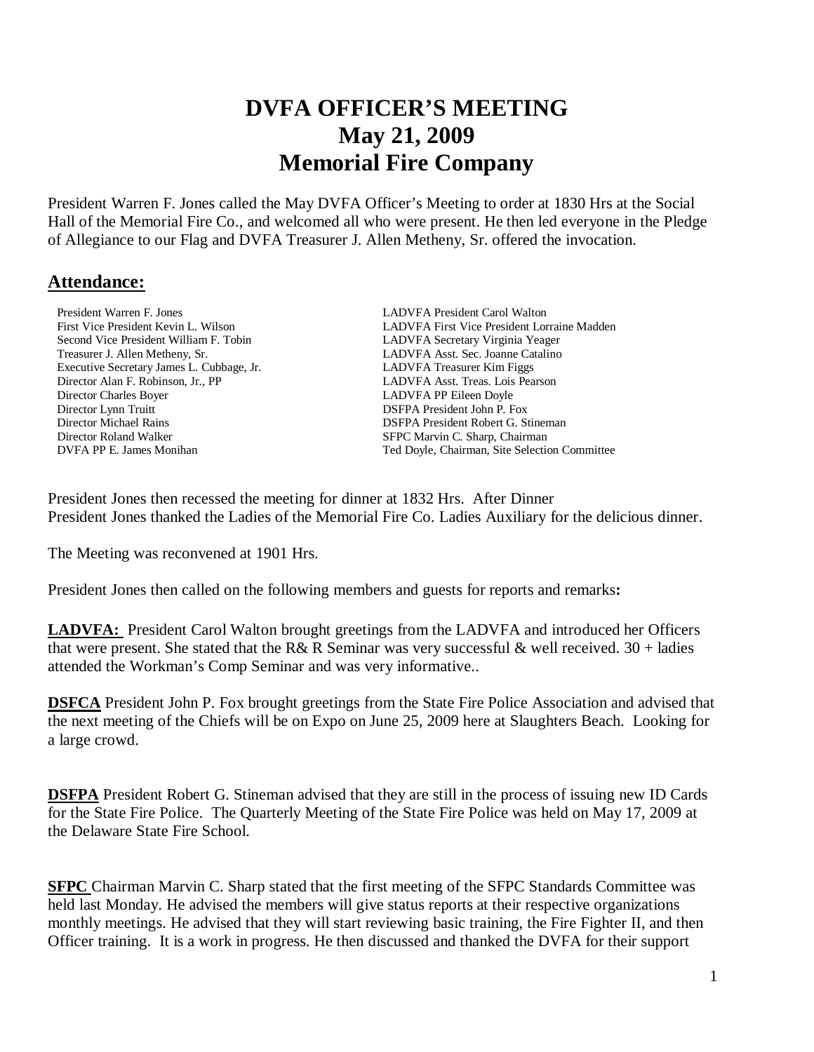# DVFA OFFICER'S MEETING
# May 21, 2009
# Memorial Fire Company

President Warren F. Jones called the May DVFA Officer's Meeting to order at 1830 Hrs at the Social Hall of the Memorial Fire Co., and welcomed all who were present. He then led everyone in the Pledge of Allegiance to our Flag and DVFA Treasurer J. Allen Metheny, Sr. offered the invocation.

## Attendance:

President Warren F. Jones
First Vice President Kevin L. Wilson
Second Vice President William F. Tobin
Treasurer J. Allen Metheny, Sr.
Executive Secretary James L. Cubbage, Jr.
Director Alan F. Robinson, Jr., PP
Director Charles Boyer
Director Lynn Truitt
Director Michael Rains
Director Roland Walker
DVFA PP E. James Monihan

LADVFA President Carol Walton
LADVFA First Vice President Lorraine Madden
LADVFA Secretary Virginia Yeager
LADVFA Asst. Sec. Joanne Catalino
LADVFA Treasurer Kim Figgs
LADVFA Asst. Treas. Lois Pearson
LADVFA PP Eileen Doyle
DSFPA President John P. Fox
DSFPA President Robert G. Stineman
SFPC Marvin C. Sharp, Chairman
Ted Doyle, Chairman, Site Selection Committee

President Jones then recessed the meeting for dinner at 1832 Hrs. After Dinner President Jones thanked the Ladies of the Memorial Fire Co. Ladies Auxiliary for the delicious dinner.

The Meeting was reconvened at 1901 Hrs.

President Jones then called on the following members and guests for reports and remarks**:**

**LADVFA:** President Carol Walton brought greetings from the LADVFA and introduced her Officers that were present. She stated that the R& R Seminar was very successful & well received. 30 + ladies attended the Workman's Comp Seminar and was very informative..

**DSFCA** President John P. Fox brought greetings from the State Fire Police Association and advised that the next meeting of the Chiefs will be on Expo on June 25, 2009 here at Slaughters Beach. Looking for a large crowd.

**DSFPA** President Robert G. Stineman advised that they are still in the process of issuing new ID Cards for the State Fire Police. The Quarterly Meeting of the State Fire Police was held on May 17, 2009 at the Delaware State Fire School.

**SFPC** Chairman Marvin C. Sharp stated that the first meeting of the SFPC Standards Committee was held last Monday. He advised the members will give status reports at their respective organizations monthly meetings. He advised that they will start reviewing basic training, the Fire Fighter II, and then Officer training. It is a work in progress. He then discussed and thanked the DVFA for their support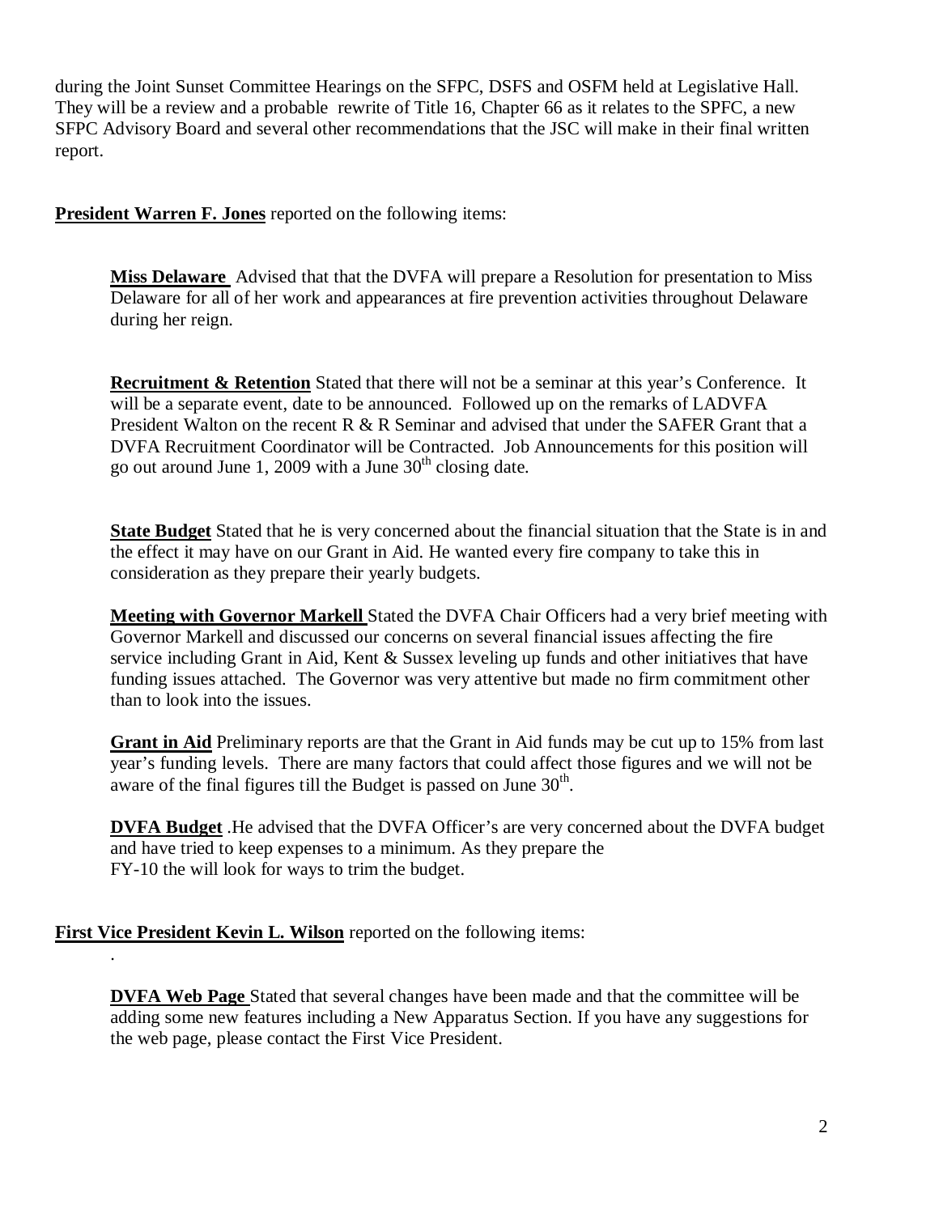during the Joint Sunset Committee Hearings on the SFPC, DSFS and OSFM held at Legislative Hall. They will be a review and a probable rewrite of Title 16, Chapter 66 as it relates to the SPFC, a new SFPC Advisory Board and several other recommendations that the JSC will make in their final written report.

**President Warren F. Jones** reported on the following items:

> **Miss Delaware** Advised that that the DVFA will prepare a Resolution for presentation to Miss Delaware for all of her work and appearances at fire prevention activities throughout Delaware during her reign.
>
> **Recruitment & Retention** Stated that there will not be a seminar at this year's Conference. It will be a separate event, date to be announced. Followed up on the remarks of LADVFA President Walton on the recent R & R Seminar and advised that under the SAFER Grant that a DVFA Recruitment Coordinator will be Contracted. Job Announcements for this position will go out around June 1, 2009 with a June 30th closing date.
>
> **State Budget** Stated that he is very concerned about the financial situation that the State is in and the effect it may have on our Grant in Aid. He wanted every fire company to take this in consideration as they prepare their yearly budgets.
>
> **Meeting with Governor Markell** Stated the DVFA Chair Officers had a very brief meeting with Governor Markell and discussed our concerns on several financial issues affecting the fire service including Grant in Aid, Kent & Sussex leveling up funds and other initiatives that have funding issues attached. The Governor was very attentive but made no firm commitment other than to look into the issues.
>
> **Grant in Aid** Preliminary reports are that the Grant in Aid funds may be cut up to 15% from last year's funding levels. There are many factors that could affect those figures and we will not be aware of the final figures till the Budget is passed on June 30th.
>
> **DVFA Budget** .He advised that the DVFA Officer's are very concerned about the DVFA budget and have tried to keep expenses to a minimum. As they prepare the FY-10 the will look for ways to trim the budget.

**First Vice President Kevin L. Wilson** reported on the following items:

> **DVFA Web Page** Stated that several changes have been made and that the committee will be adding some new features including a New Apparatus Section. If you have any suggestions for the web page, please contact the First Vice President.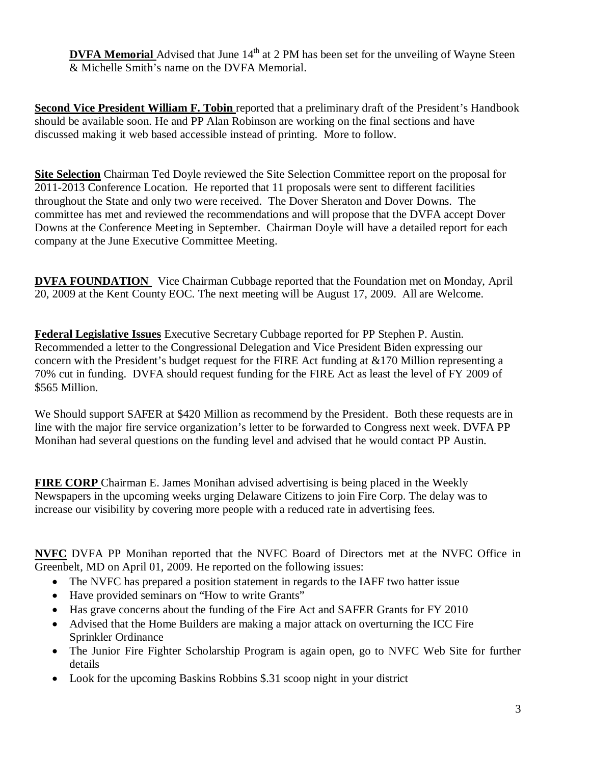**DVFA Memorial** Advised that June 14th at 2 PM has been set for the unveiling of Wayne Steen & Michelle Smith's name on the DVFA Memorial.

**Second Vice President William F. Tobin** reported that a preliminary draft of the President's Handbook should be available soon. He and PP Alan Robinson are working on the final sections and have discussed making it web based accessible instead of printing. More to follow.

**Site Selection** Chairman Ted Doyle reviewed the Site Selection Committee report on the proposal for 2011-2013 Conference Location. He reported that 11 proposals were sent to different facilities throughout the State and only two were received. The Dover Sheraton and Dover Downs. The committee has met and reviewed the recommendations and will propose that the DVFA accept Dover Downs at the Conference Meeting in September. Chairman Doyle will have a detailed report for each company at the June Executive Committee Meeting.

**DVFA FOUNDATION** Vice Chairman Cubbage reported that the Foundation met on Monday, April 20, 2009 at the Kent County EOC. The next meeting will be August 17, 2009. All are Welcome.

**Federal Legislative Issues** Executive Secretary Cubbage reported for PP Stephen P. Austin. Recommended a letter to the Congressional Delegation and Vice President Biden expressing our concern with the President's budget request for the FIRE Act funding at &170 Million representing a 70% cut in funding. DVFA should request funding for the FIRE Act as least the level of FY 2009 of $565 Million.

We Should support SAFER at $420 Million as recommend by the President. Both these requests are in line with the major fire service organization's letter to be forwarded to Congress next week. DVFA PP Monihan had several questions on the funding level and advised that he would contact PP Austin.

**FIRE CORP** Chairman E. James Monihan advised advertising is being placed in the Weekly Newspapers in the upcoming weeks urging Delaware Citizens to join Fire Corp. The delay was to increase our visibility by covering more people with a reduced rate in advertising fees.

**NVFC** DVFA PP Monihan reported that the NVFC Board of Directors met at the NVFC Office in Greenbelt, MD on April 01, 2009. He reported on the following issues:

- The NVFC has prepared a position statement in regards to the IAFF two hatter issue
- Have provided seminars on "How to write Grants"
- Has grave concerns about the funding of the Fire Act and SAFER Grants for FY 2010
- Advised that the Home Builders are making a major attack on overturning the ICC Fire Sprinkler Ordinance
- The Junior Fire Fighter Scholarship Program is again open, go to NVFC Web Site for further details
- Look for the upcoming Baskins Robbins $.31 scoop night in your district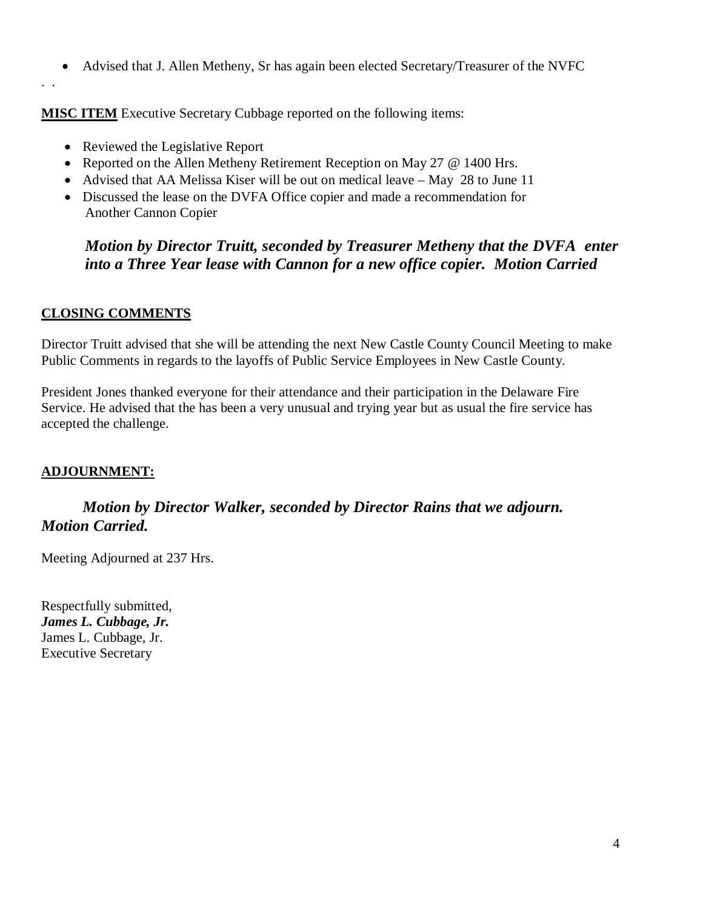- Advised that J. Allen Metheny, Sr has again been elected Secretary/Treasurer of the NVFC

. .

**MISC ITEM** Executive Secretary Cubbage reported on the following items:

- Reviewed the Legislative Report
- Reported on the Allen Metheny Retirement Reception on May 27 @ 1400 Hrs.
- Advised that AA Melissa Kiser will be out on medical leave – May 28 to June 11
- Discussed the lease on the DVFA Office copier and made a recommendation for Another Cannon Copier

***Motion by Director Truitt, seconded by Treasurer Metheny that the DVFA enter into a Three Year lease with Cannon for a new office copier. Motion Carried***

**CLOSING COMMENTS**

Director Truitt advised that she will be attending the next New Castle County Council Meeting to make Public Comments in regards to the layoffs of Public Service Employees in New Castle County.

President Jones thanked everyone for their attendance and their participation in the Delaware Fire Service. He advised that the has been a very unusual and trying year but as usual the fire service has accepted the challenge.

**ADJOURNMENT:**

***Motion by Director Walker, seconded by Director Rains that we adjourn. Motion Carried.***

Meeting Adjourned at 237 Hrs.

Respectfully submitted,
***James L. Cubbage, Jr.***
James L. Cubbage, Jr.
Executive Secretary